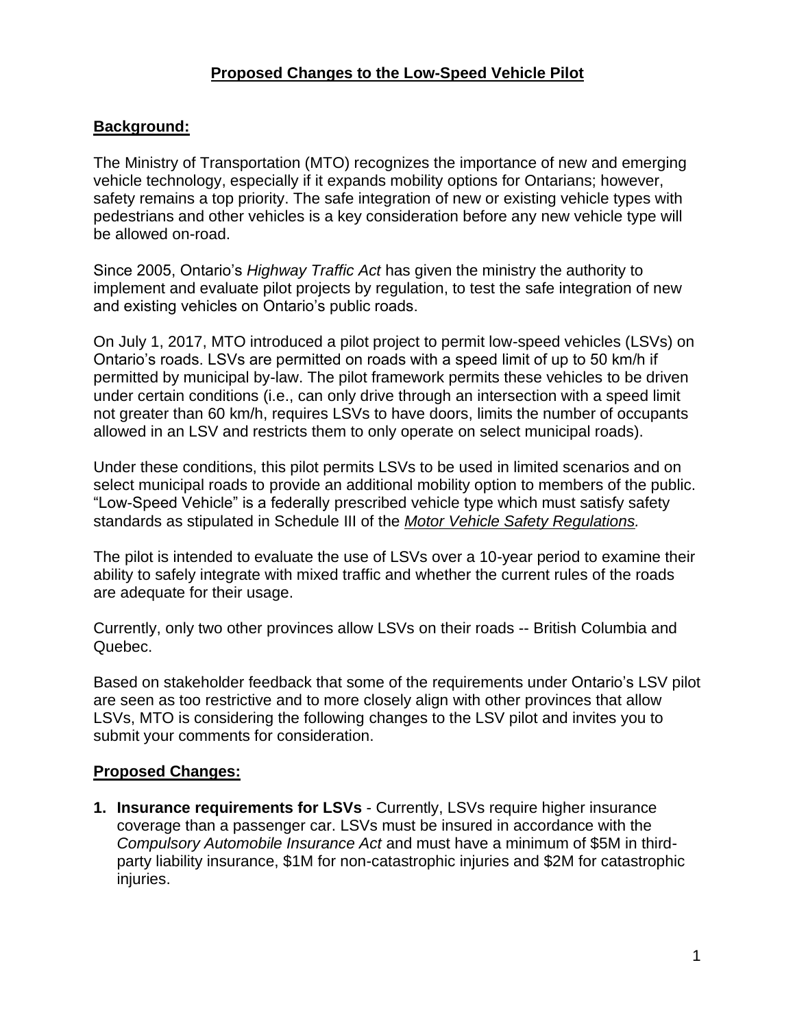# **Proposed Changes to the Low-Speed Vehicle Pilot**

## **Background:**

The Ministry of Transportation (MTO) recognizes the importance of new and emerging vehicle technology, especially if it expands mobility options for Ontarians; however, safety remains a top priority. The safe integration of new or existing vehicle types with pedestrians and other vehicles is a key consideration before any new vehicle type will be allowed on-road.

Since 2005, Ontario's *Highway Traffic Act* has given the ministry the authority to implement and evaluate pilot projects by regulation, to test the safe integration of new and existing vehicles on Ontario's public roads.

On July 1, 2017, MTO introduced a pilot project to permit low-speed vehicles (LSVs) on Ontario's roads. LSVs are permitted on roads with a speed limit of up to 50 km/h if permitted by municipal by-law. The pilot framework permits these vehicles to be driven under certain conditions (i.e., can only drive through an intersection with a speed limit not greater than 60 km/h, requires LSVs to have doors, limits the number of occupants allowed in an LSV and restricts them to only operate on select municipal roads).

Under these conditions, this pilot permits LSVs to be used in limited scenarios and on select municipal roads to provide an additional mobility option to members of the public. "Low-Speed Vehicle" is a federally prescribed vehicle type which must satisfy safety standards as stipulated in Schedule III of the *Motor Vehicle Safety Regulations.*

The pilot is intended to evaluate the use of LSVs over a 10-year period to examine their ability to safely integrate with mixed traffic and whether the current rules of the roads are adequate for their usage.

Currently, only two other provinces allow LSVs on their roads -- British Columbia and Quebec.

Based on stakeholder feedback that some of the requirements under Ontario's LSV pilot are seen as too restrictive and to more closely align with other provinces that allow LSVs, MTO is considering the following changes to the LSV pilot and invites you to submit your comments for consideration.

## **Proposed Changes:**

1. **Insurance requirements for LSVs** - Currently, LSVs require higher insurance coverage than a passenger car. LSVs must be insured in accordance with the *Compulsory Automobile Insurance Act* and must have a minimum of $5M in third-party liability insurance, $1M for non-catastrophic injuries and $2M for catastrophic injuries.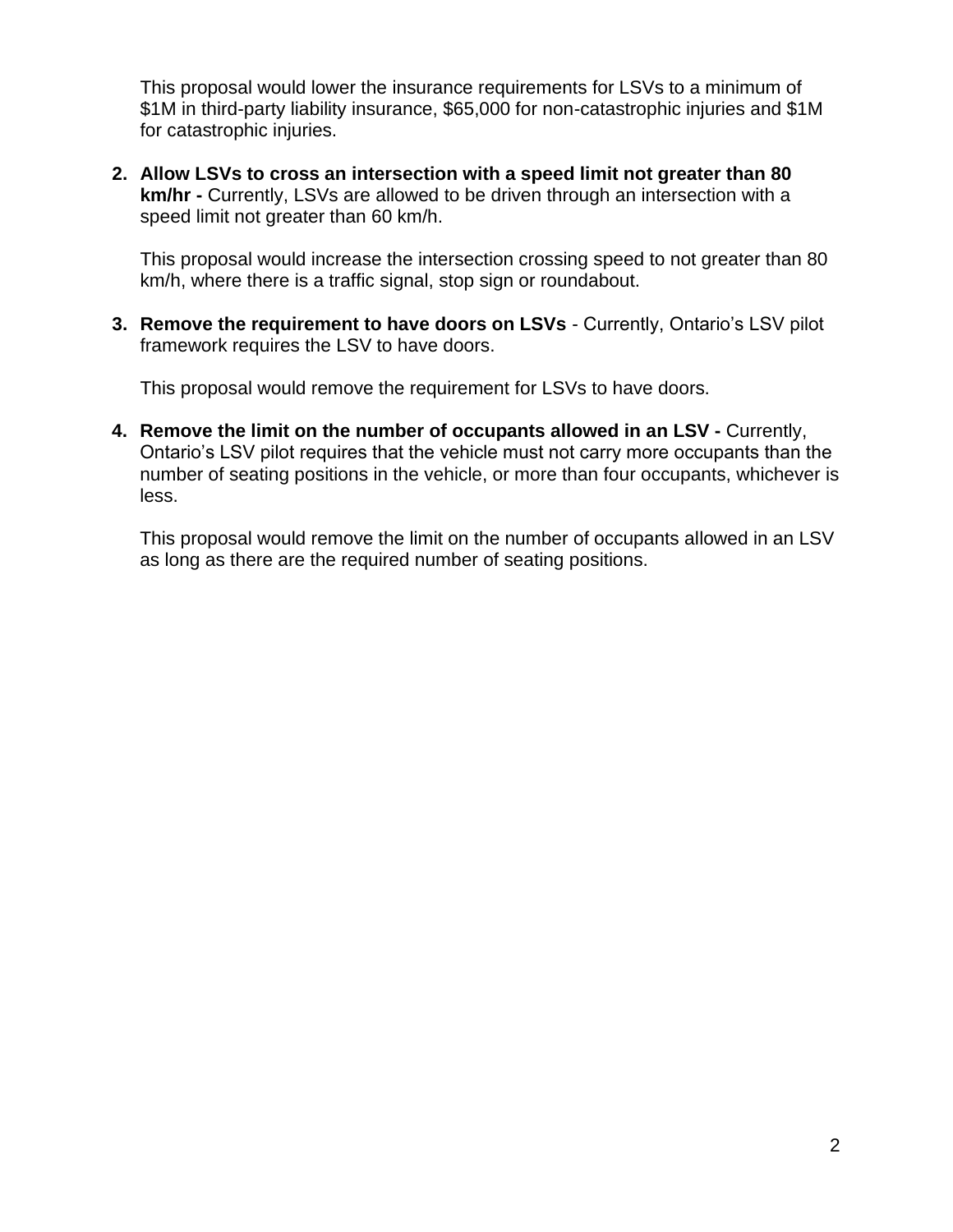This proposal would lower the insurance requirements for LSVs to a minimum of $1M in third-party liability insurance, $65,000 for non-catastrophic injuries and $1M for catastrophic injuries.

2. **Allow LSVs to cross an intersection with a speed limit not greater than 80 km/hr -** Currently, LSVs are allowed to be driven through an intersection with a speed limit not greater than 60 km/h.

   This proposal would increase the intersection crossing speed to not greater than 80 km/h, where there is a traffic signal, stop sign or roundabout.

3. **Remove the requirement to have doors on LSVs** - Currently, Ontario's LSV pilot framework requires the LSV to have doors.

   This proposal would remove the requirement for LSVs to have doors.

4. **Remove the limit on the number of occupants allowed in an LSV -** Currently, Ontario's LSV pilot requires that the vehicle must not carry more occupants than the number of seating positions in the vehicle, or more than four occupants, whichever is less.

   This proposal would remove the limit on the number of occupants allowed in an LSV as long as there are the required number of seating positions.